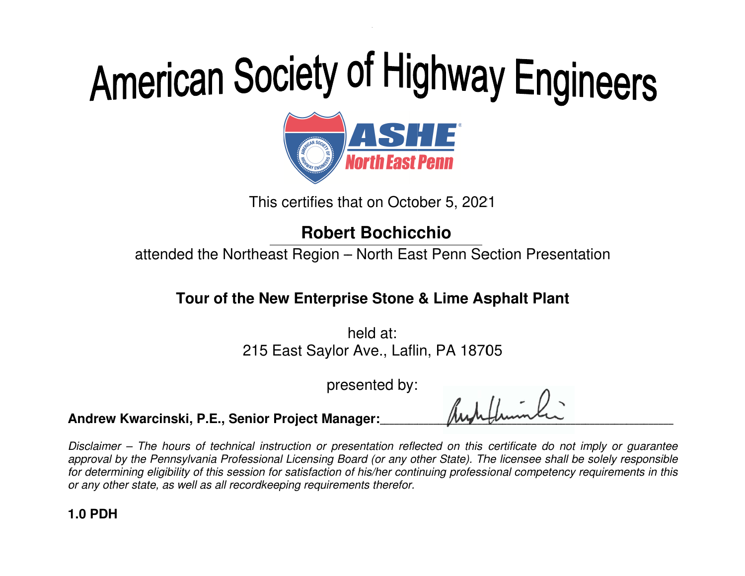# American Society of Highway Engineers

ASHE North East Penn

This certifies that on October 5, 2021

**Robert Bochicchio**

attended the Northeast Region – North East Penn Section Presentation

**Tour of the New Enterprise Stone & Lime Asphalt Plant**

held at:
215 East Saylor Ave., Laflin, PA 18705

presented by:

**Andrew Kwarcinski, P.E., Senior Project Manager:**_______________________________

*Disclaimer – The hours of technical instruction or presentation reflected on this certificate do not imply or guarantee approval by the Pennsylvania Professional Licensing Board (or any other State). The licensee shall be solely responsible for determining eligibility of this session for satisfaction of his/her continuing professional competency requirements in this or any other state, as well as all recordkeeping requirements therefor.*

**1.0 PDH**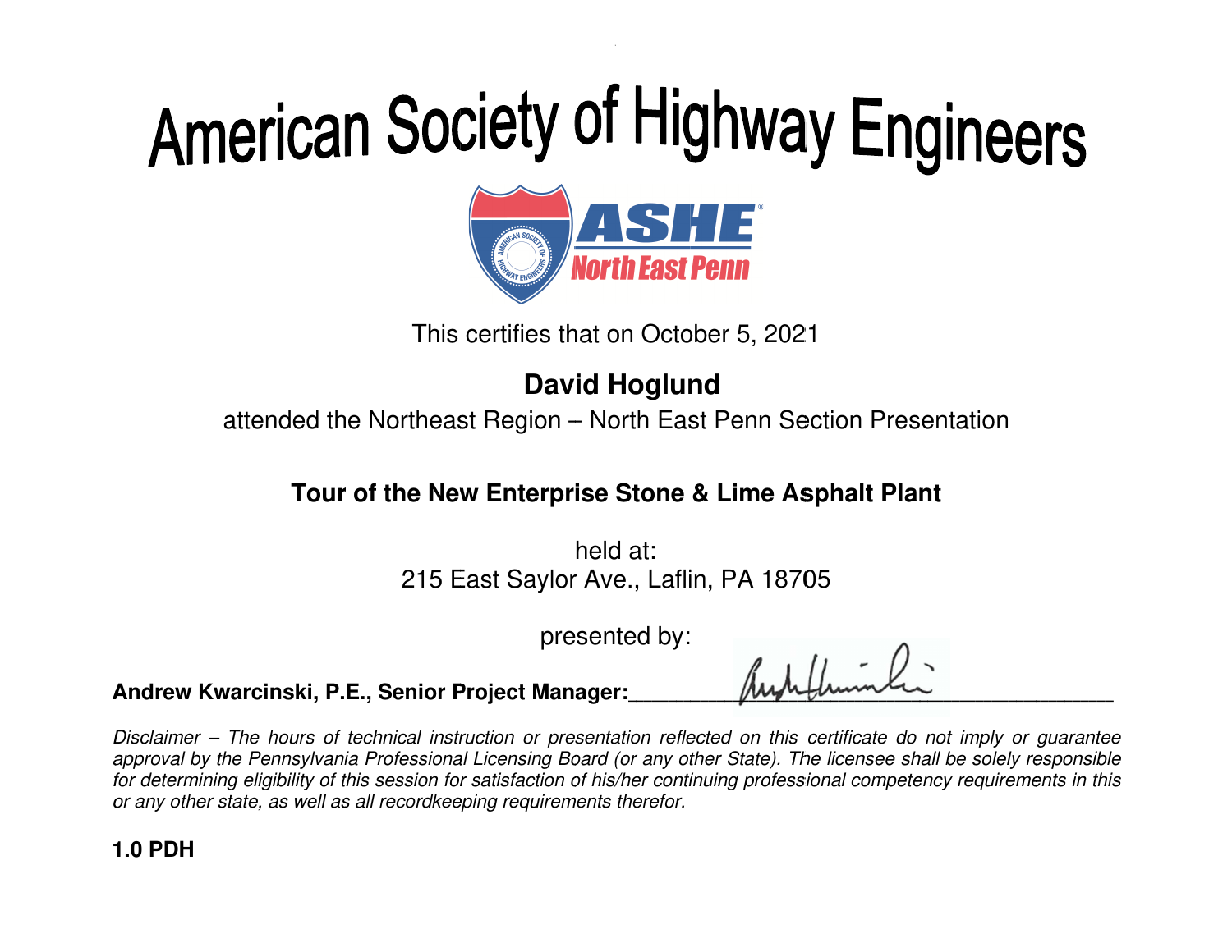# American Society of Highway Engineers

ASHE North East Penn

This certifies that on October 5, 2021

**David Hoglund**

attended the Northeast Region – North East Penn Section Presentation

**Tour of the New Enterprise Stone & Lime Asphalt Plant**

held at:
215 East Saylor Ave., Laflin, PA 18705

presented by:

**Andrew Kwarcinski, P.E., Senior Project Manager:**\_\_\_\_\_\_\_\_\_\_\_\_\_\_\_\_\_\_\_\_\_\_\_\_\_\_\_\_\_\_\_\_\_\_

*Disclaimer – The hours of technical instruction or presentation reflected on this certificate do not imply or guarantee approval by the Pennsylvania Professional Licensing Board (or any other State). The licensee shall be solely responsible for determining eligibility of this session for satisfaction of his/her continuing professional competency requirements in this or any other state, as well as all recordkeeping requirements therefor.*

**1.0 PDH**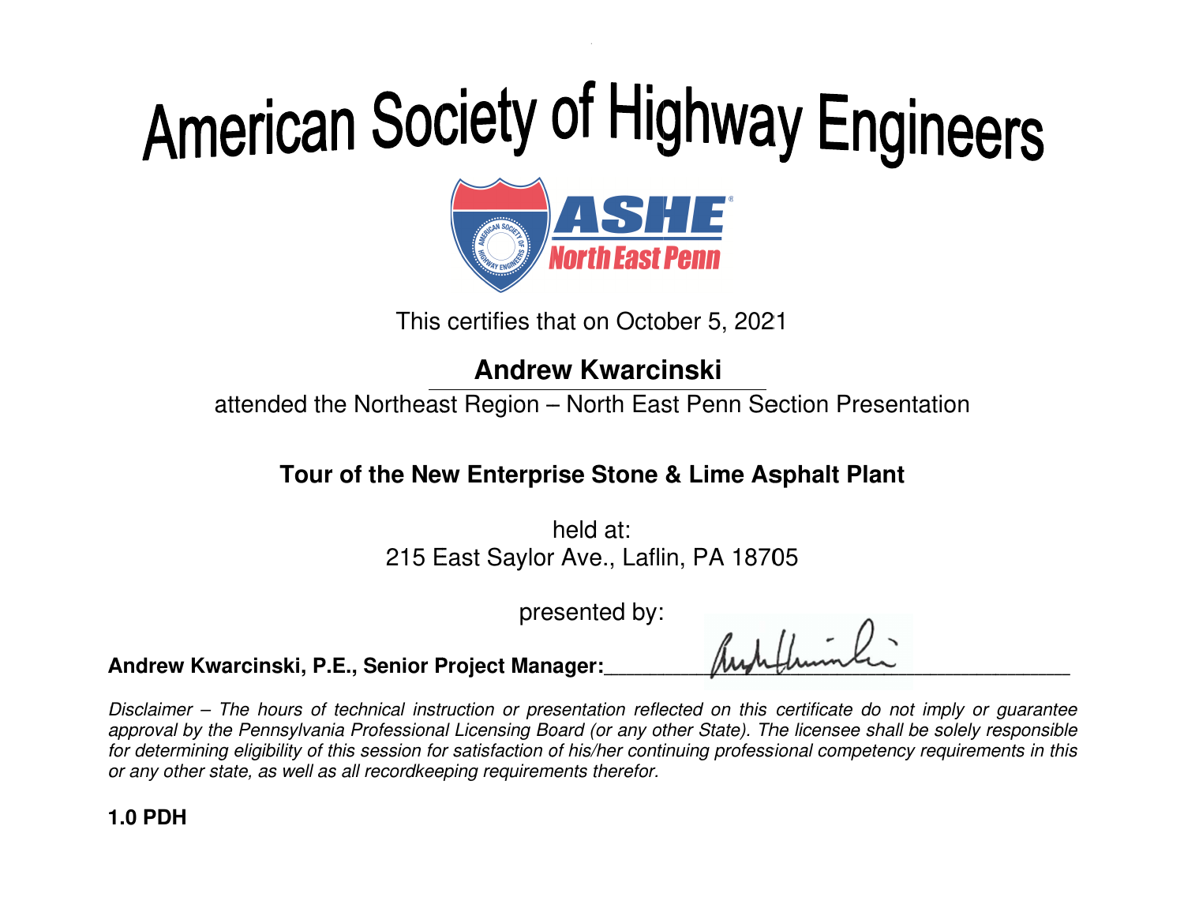# American Society of Highway Engineers

ASHE North East Penn

This certifies that on October 5, 2021

**Andrew Kwarcinski**

attended the Northeast Region – North East Penn Section Presentation

**Tour of the New Enterprise Stone & Lime Asphalt Plant**

held at:
215 East Saylor Ave., Laflin, PA 18705

presented by:

**Andrew Kwarcinski, P.E., Senior Project Manager:**\_\_\_\_\_\_\_\_\_\_\_\_\_\_\_\_\_\_\_\_\_\_\_\_\_\_\_\_\_\_

*Disclaimer – The hours of technical instruction or presentation reflected on this certificate do not imply or guarantee approval by the Pennsylvania Professional Licensing Board (or any other State). The licensee shall be solely responsible for determining eligibility of this session for satisfaction of his/her continuing professional competency requirements in this or any other state, as well as all recordkeeping requirements therefor.*

**1.0 PDH**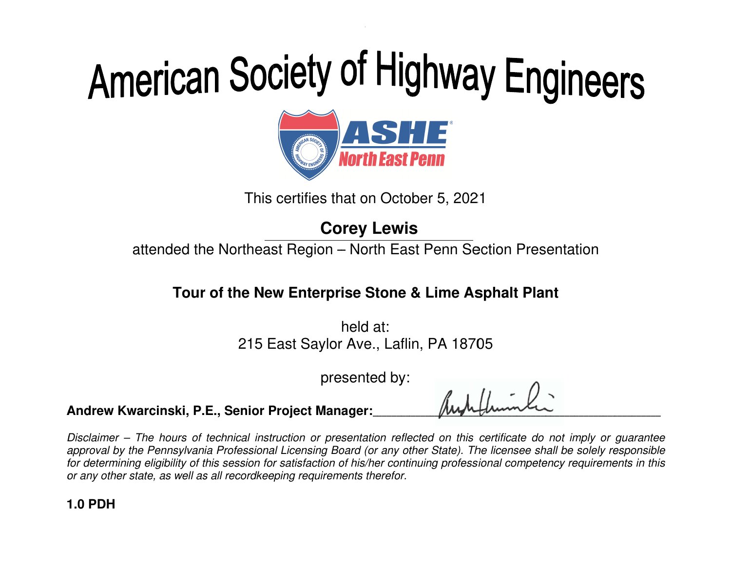# American Society of Highway Engineers

ASHE North East Penn

This certifies that on October 5, 2021

**Corey Lewis**

attended the Northeast Region – North East Penn Section Presentation

**Tour of the New Enterprise Stone & Lime Asphalt Plant**

held at:
215 East Saylor Ave., Laflin, PA 18705

presented by:

**Andrew Kwarcinski, P.E., Senior Project Manager:**_______________________________

*Disclaimer – The hours of technical instruction or presentation reflected on this certificate do not imply or guarantee approval by the Pennsylvania Professional Licensing Board (or any other State). The licensee shall be solely responsible for determining eligibility of this session for satisfaction of his/her continuing professional competency requirements in this or any other state, as well as all recordkeeping requirements therefor.*

**1.0 PDH**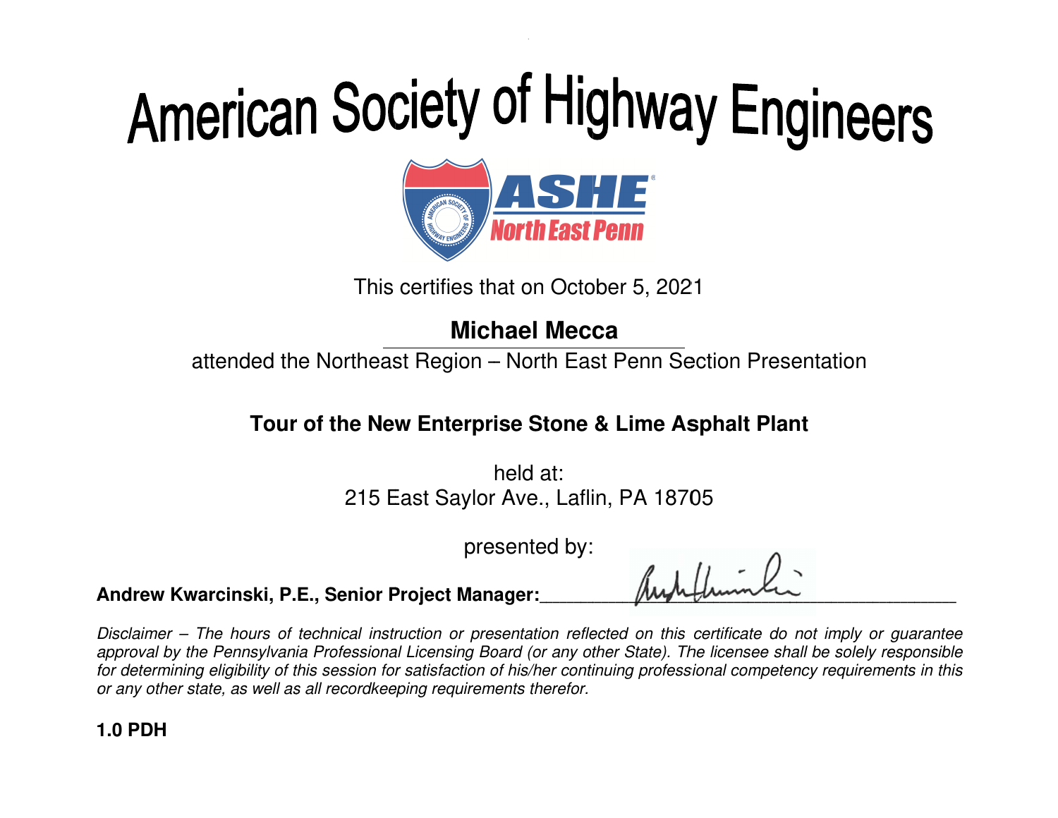# American Society of Highway Engineers

ASHE North East Penn

This certifies that on October 5, 2021

**Michael Mecca**

attended the Northeast Region – North East Penn Section Presentation

**Tour of the New Enterprise Stone & Lime Asphalt Plant**

held at:
215 East Saylor Ave., Laflin, PA 18705

presented by:

**Andrew Kwarcinski, P.E., Senior Project Manager:**\_\_\_\_\_\_\_\_\_\_\_\_\_\_\_\_\_\_\_\_\_\_\_\_\_\_\_\_\_\_

*Disclaimer – The hours of technical instruction or presentation reflected on this certificate do not imply or guarantee approval by the Pennsylvania Professional Licensing Board (or any other State). The licensee shall be solely responsible for determining eligibility of this session for satisfaction of his/her continuing professional competency requirements in this or any other state, as well as all recordkeeping requirements therefor.*

**1.0 PDH**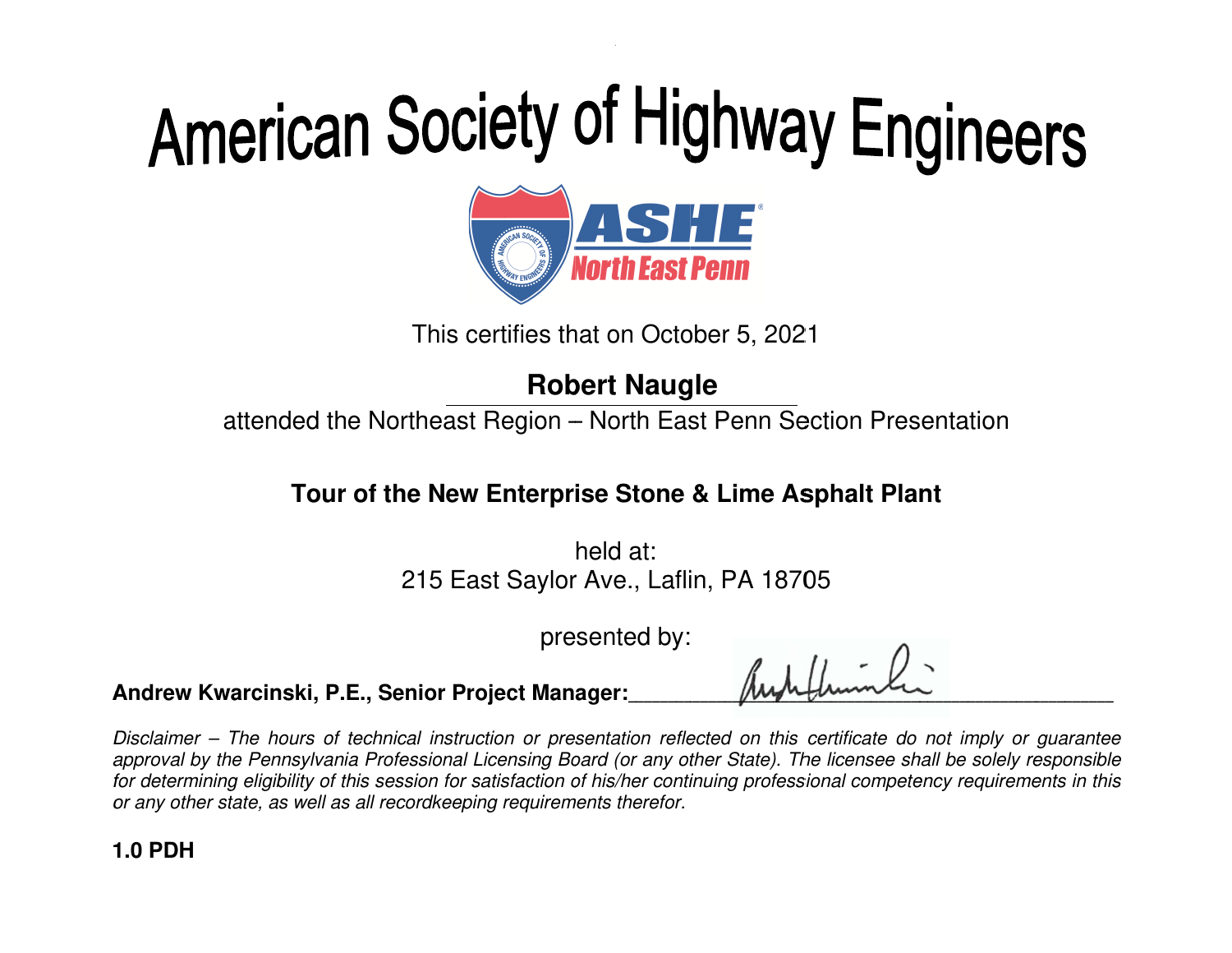# American Society of Highway Engineers

ASHE North East Penn

This certifies that on October 5, 2021

**Robert Naugle**

attended the Northeast Region – North East Penn Section Presentation

**Tour of the New Enterprise Stone & Lime Asphalt Plant**

held at:
215 East Saylor Ave., Laflin, PA 18705

presented by:

**Andrew Kwarcinski, P.E., Senior Project Manager:**\_\_\_\_\_\_\_\_\_\_\_\_\_\_\_\_\_\_\_\_\_\_\_\_\_\_\_\_\_\_\_\_

*Disclaimer – The hours of technical instruction or presentation reflected on this certificate do not imply or guarantee approval by the Pennsylvania Professional Licensing Board (or any other State). The licensee shall be solely responsible for determining eligibility of this session for satisfaction of his/her continuing professional competency requirements in this or any other state, as well as all recordkeeping requirements therefor.*

**1.0 PDH**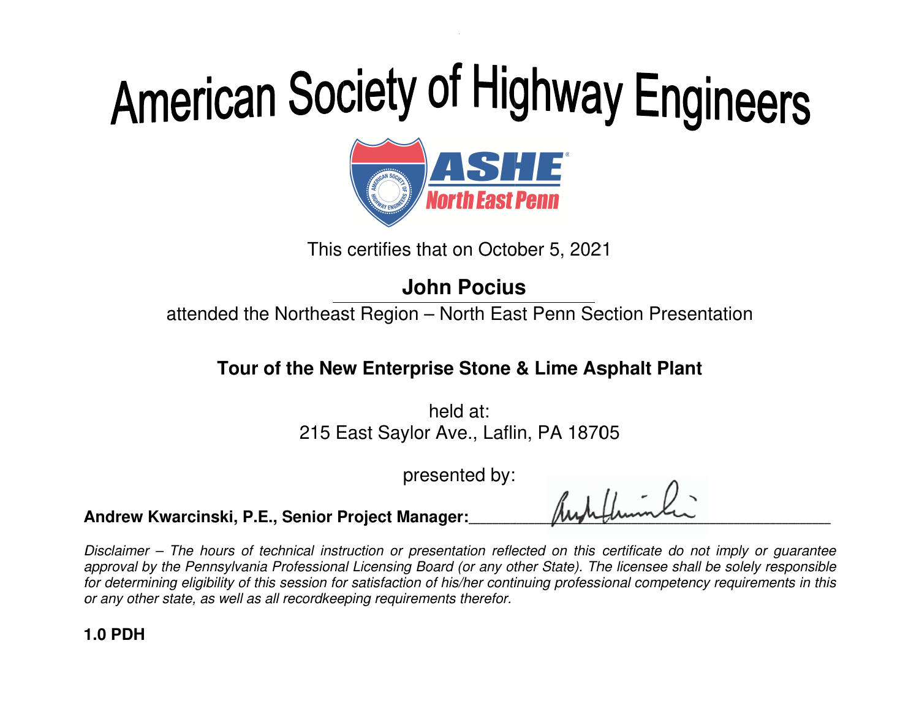# American Society of Highway Engineers

ASHE® North East Penn

This certifies that on October 5, 2021

**John Pocius**

attended the Northeast Region – North East Penn Section Presentation

**Tour of the New Enterprise Stone & Lime Asphalt Plant**

held at:
215 East Saylor Ave., Laflin, PA 18705

presented by:

**Andrew Kwarcinski, P.E., Senior Project Manager:**_______________________________

*Disclaimer – The hours of technical instruction or presentation reflected on this certificate do not imply or guarantee approval by the Pennsylvania Professional Licensing Board (or any other State). The licensee shall be solely responsible for determining eligibility of this session for satisfaction of his/her continuing professional competency requirements in this or any other state, as well as all recordkeeping requirements therefor.*

**1.0 PDH**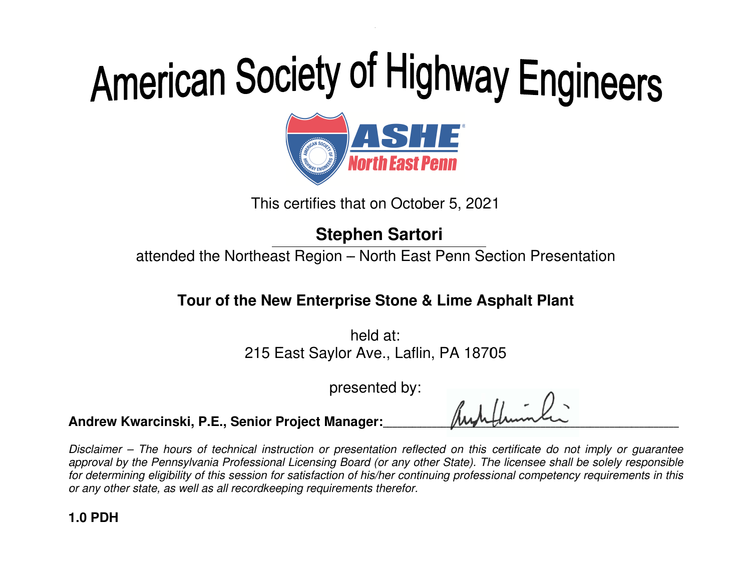# American Society of Highway Engineers

ASHE North East Penn

This certifies that on October 5, 2021

**Stephen Sartori**

attended the Northeast Region – North East Penn Section Presentation

**Tour of the New Enterprise Stone & Lime Asphalt Plant**

held at:
215 East Saylor Ave., Laflin, PA 18705

presented by:

**Andrew Kwarcinski, P.E., Senior Project Manager:**___________________________________

*Disclaimer – The hours of technical instruction or presentation reflected on this certificate do not imply or guarantee approval by the Pennsylvania Professional Licensing Board (or any other State). The licensee shall be solely responsible for determining eligibility of this session for satisfaction of his/her continuing professional competency requirements in this or any other state, as well as all recordkeeping requirements therefor.*

**1.0 PDH**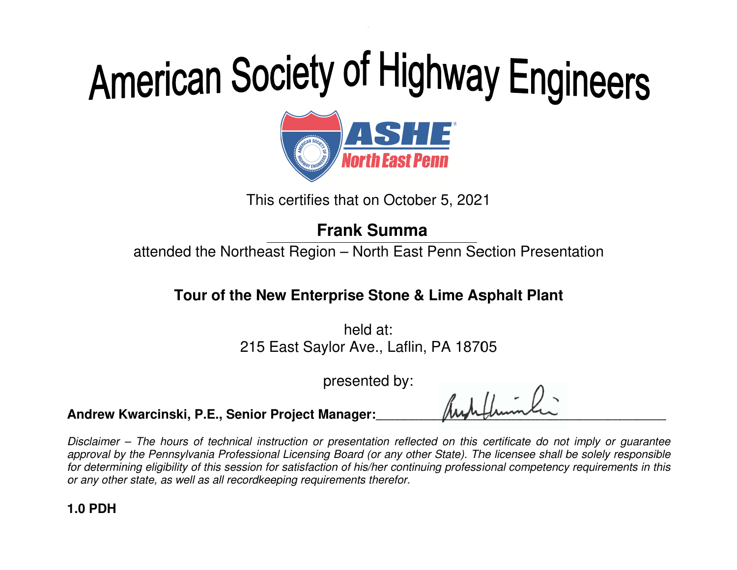# American Society of Highway Engineers

ASHE North East Penn

This certifies that on October 5, 2021

**Frank Summa**

attended the Northeast Region – North East Penn Section Presentation

**Tour of the New Enterprise Stone & Lime Asphalt Plant**

held at:
215 East Saylor Ave., Laflin, PA 18705

presented by:

**Andrew Kwarcinski, P.E., Senior Project Manager:**______________________________

*Disclaimer – The hours of technical instruction or presentation reflected on this certificate do not imply or guarantee approval by the Pennsylvania Professional Licensing Board (or any other State). The licensee shall be solely responsible for determining eligibility of this session for satisfaction of his/her continuing professional competency requirements in this or any other state, as well as all recordkeeping requirements therefor.*

**1.0 PDH**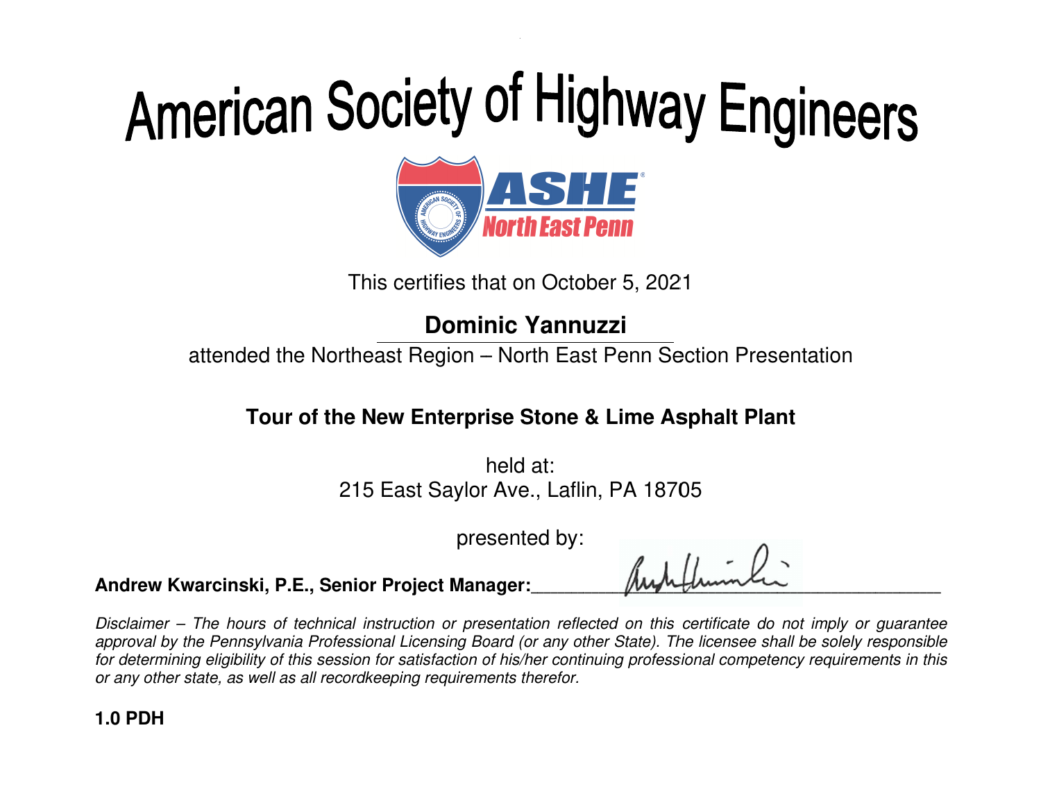# American Society of Highway Engineers

ASHE North East Penn

This certifies that on October 5, 2021

**Dominic Yannuzzi**

attended the Northeast Region – North East Penn Section Presentation

**Tour of the New Enterprise Stone & Lime Asphalt Plant**

held at:
215 East Saylor Ave., Laflin, PA 18705

presented by:

**Andrew Kwarcinski, P.E., Senior Project Manager:**___________________________________

*Disclaimer – The hours of technical instruction or presentation reflected on this certificate do not imply or guarantee approval by the Pennsylvania Professional Licensing Board (or any other State). The licensee shall be solely responsible for determining eligibility of this session for satisfaction of his/her continuing professional competency requirements in this or any other state, as well as all recordkeeping requirements therefor.*

**1.0 PDH**